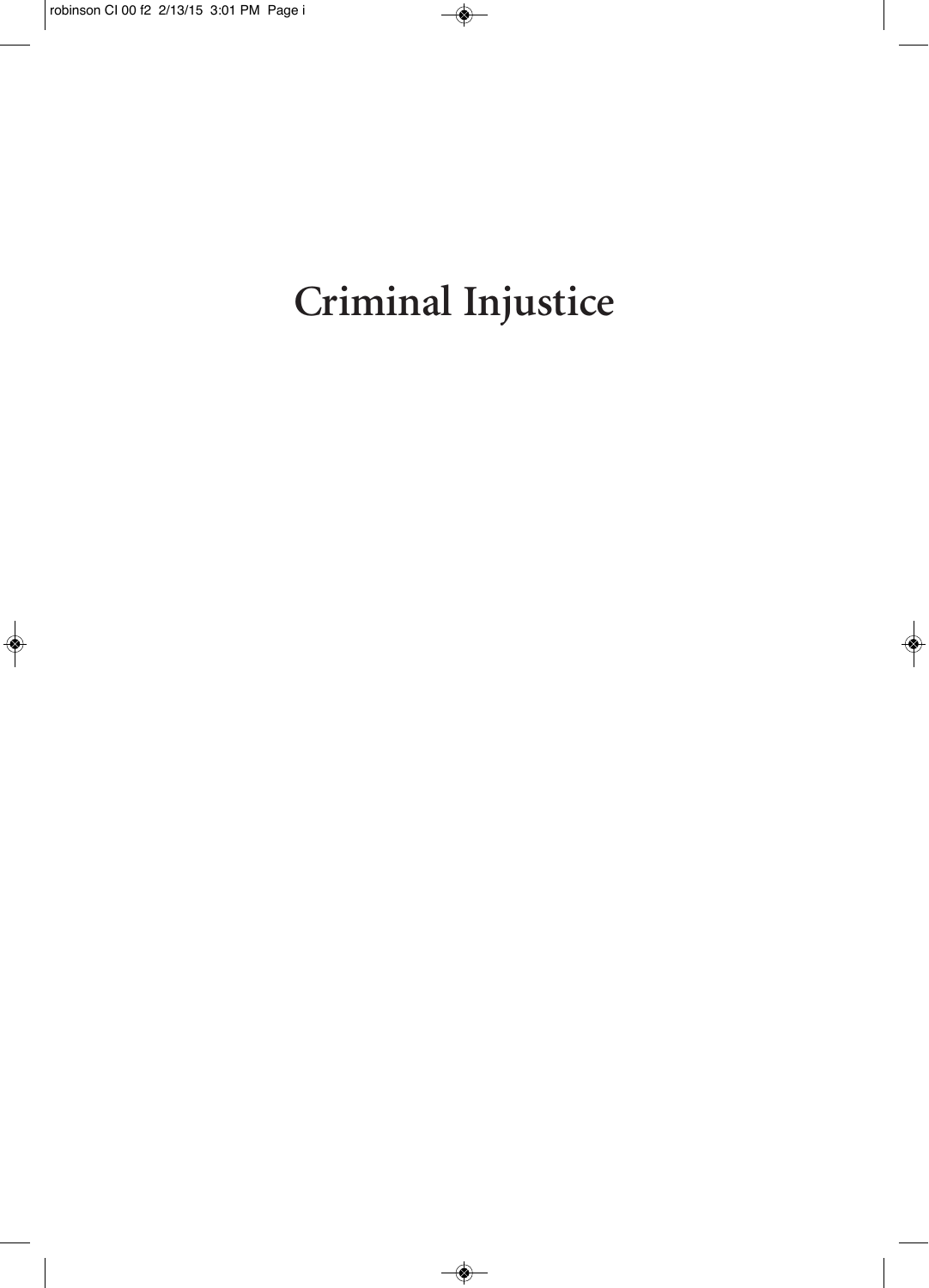# Criminal Injustice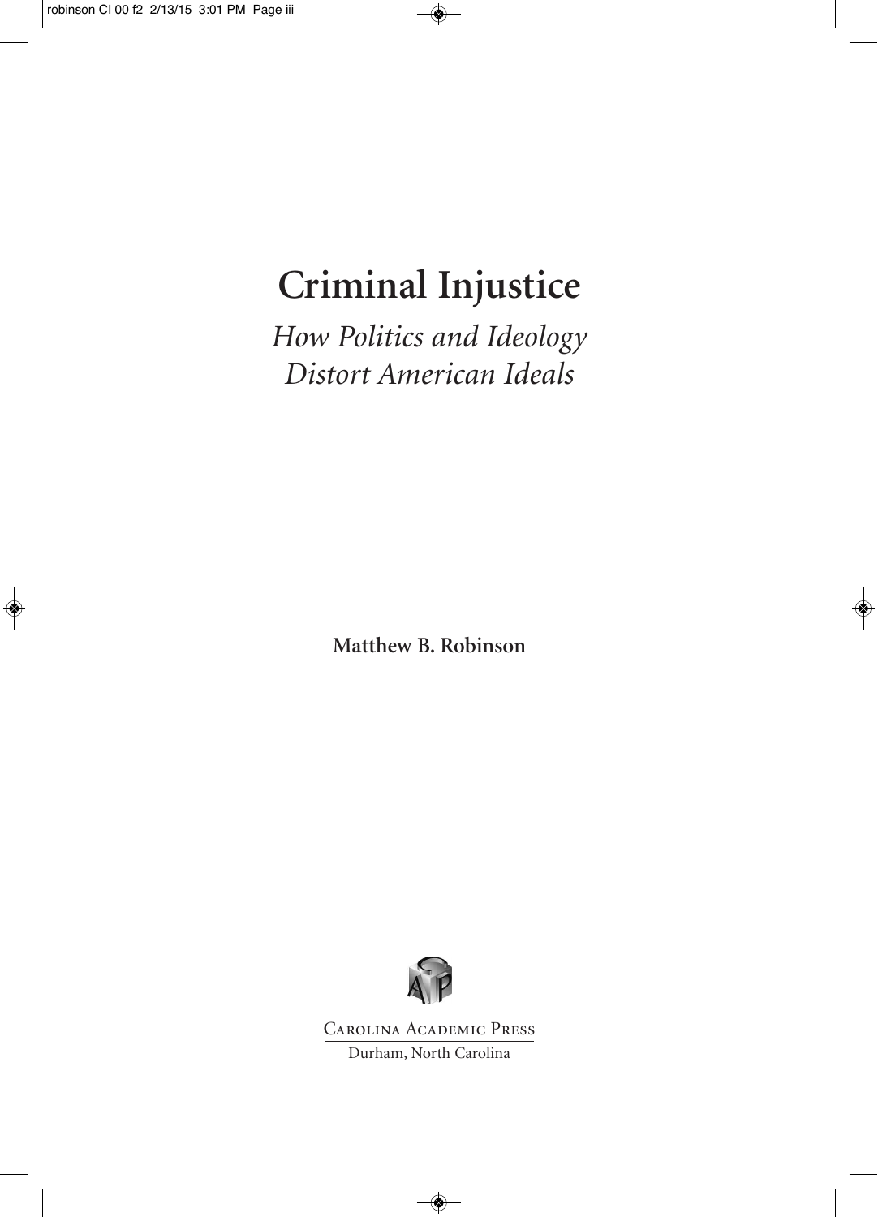# Criminal Injustice

*How Politics and Ideology Distort American Ideals*

**Matthew B. Robinson**

Carolina Academic Press

Durham, North Carolina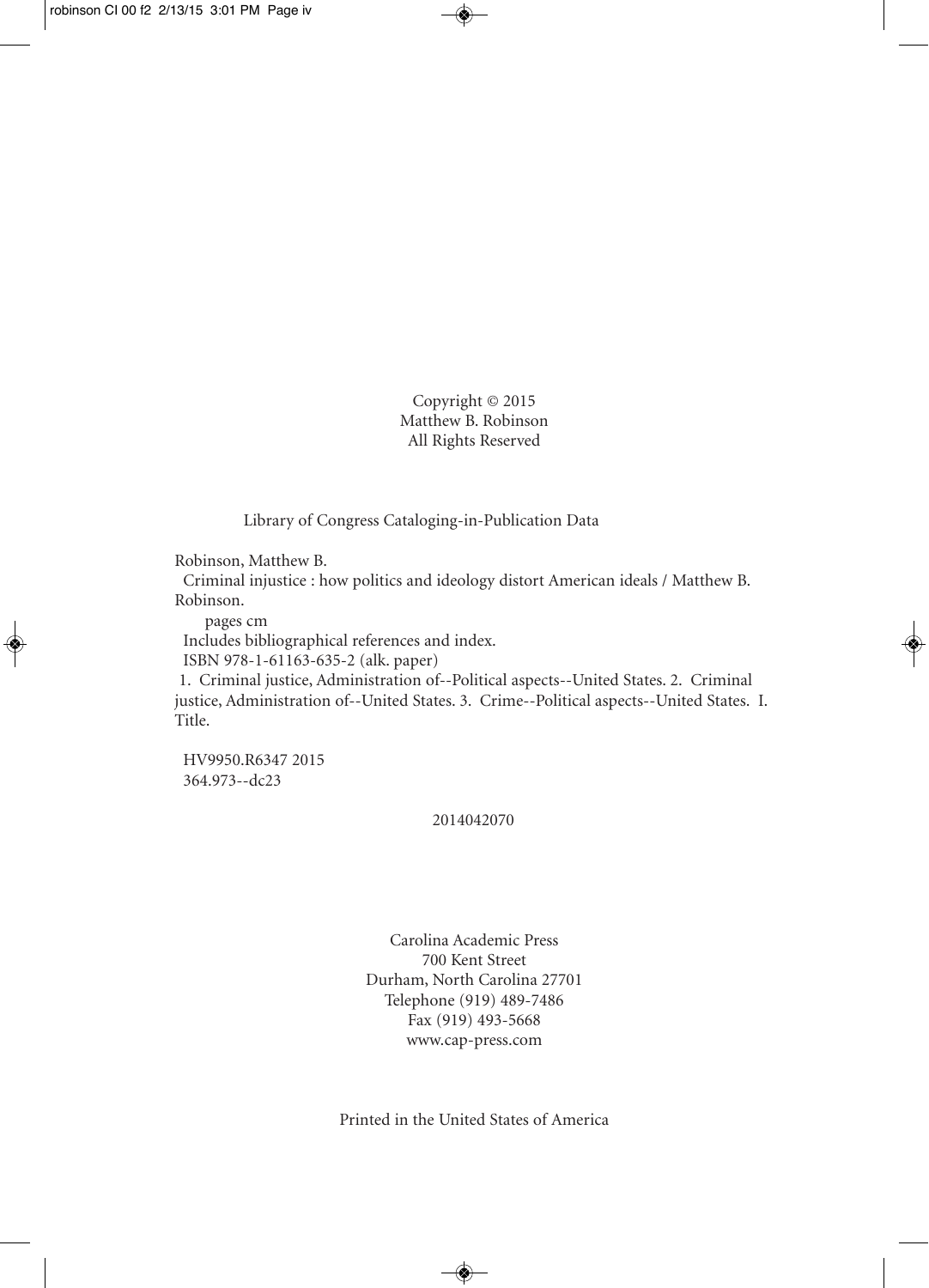Copyright © 2015
Matthew B. Robinson
All Rights Reserved

Library of Congress Cataloging-in-Publication Data

Robinson, Matthew B.

Criminal injustice : how politics and ideology distort American ideals / Matthew B. Robinson.

pages cm

Includes bibliographical references and index.

ISBN 978-1-61163-635-2 (alk. paper)

1. Criminal justice, Administration of--Political aspects--United States. 2. Criminal justice, Administration of--United States. 3. Crime--Political aspects--United States. I. Title.

HV9950.R6347 2015
364.973--dc23

2014042070

Carolina Academic Press
700 Kent Street
Durham, North Carolina 27701
Telephone (919) 489-7486
Fax (919) 493-5668
www.cap-press.com

Printed in the United States of America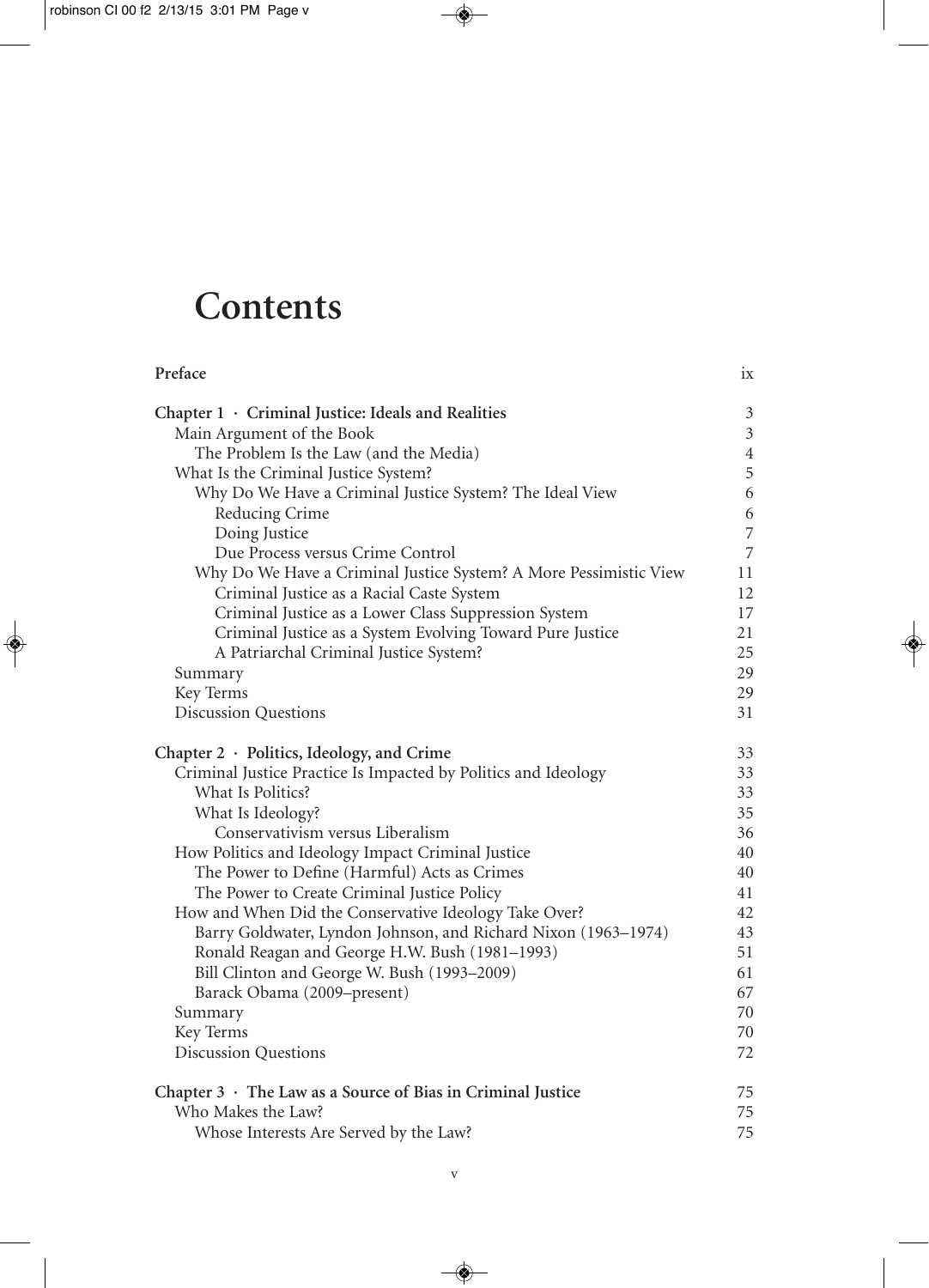# Contents

| | |
|---|---|
| **Preface** | ix |
| **Chapter 1 · Criminal Justice: Ideals and Realities** | 3 |
| Main Argument of the Book | 3 |
| The Problem Is the Law (and the Media) | 4 |
| What Is the Criminal Justice System? | 5 |
| Why Do We Have a Criminal Justice System? The Ideal View | 6 |
| Reducing Crime | 6 |
| Doing Justice | 7 |
| Due Process versus Crime Control | 7 |
| Why Do We Have a Criminal Justice System? A More Pessimistic View | 11 |
| Criminal Justice as a Racial Caste System | 12 |
| Criminal Justice as a Lower Class Suppression System | 17 |
| Criminal Justice as a System Evolving Toward Pure Justice | 21 |
| A Patriarchal Criminal Justice System? | 25 |
| Summary | 29 |
| Key Terms | 29 |
| Discussion Questions | 31 |
| **Chapter 2 · Politics, Ideology, and Crime** | 33 |
| Criminal Justice Practice Is Impacted by Politics and Ideology | 33 |
| What Is Politics? | 33 |
| What Is Ideology? | 35 |
| Conservativism versus Liberalism | 36 |
| How Politics and Ideology Impact Criminal Justice | 40 |
| The Power to Define (Harmful) Acts as Crimes | 40 |
| The Power to Create Criminal Justice Policy | 41 |
| How and When Did the Conservative Ideology Take Over? | 42 |
| Barry Goldwater, Lyndon Johnson, and Richard Nixon (1963–1974) | 43 |
| Ronald Reagan and George H.W. Bush (1981–1993) | 51 |
| Bill Clinton and George W. Bush (1993–2009) | 61 |
| Barack Obama (2009–present) | 67 |
| Summary | 70 |
| Key Terms | 70 |
| Discussion Questions | 72 |
| **Chapter 3 · The Law as a Source of Bias in Criminal Justice** | 75 |
| Who Makes the Law? | 75 |
| Whose Interests Are Served by the Law? | 75 |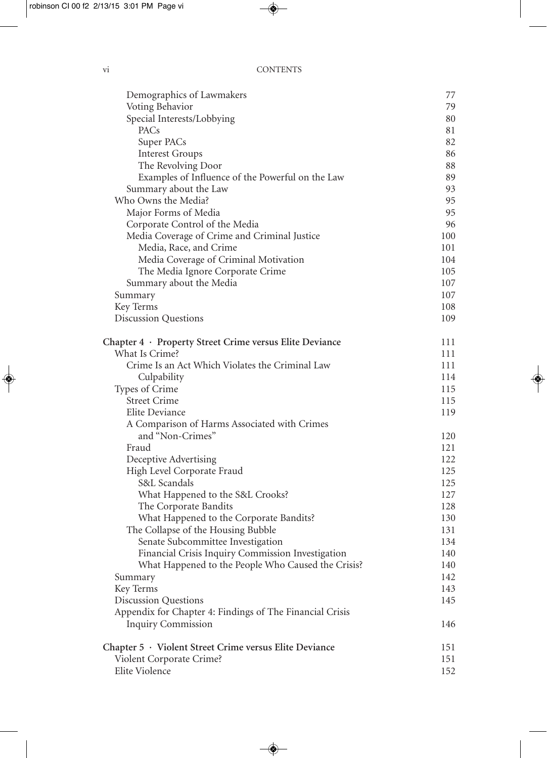| | |
|---|---|
| Demographics of Lawmakers | 77 |
| Voting Behavior | 79 |
| Special Interests/Lobbying | 80 |
| PACs | 81 |
| Super PACs | 82 |
| Interest Groups | 86 |
| The Revolving Door | 88 |
| Examples of Influence of the Powerful on the Law | 89 |
| Summary about the Law | 93 |
| Who Owns the Media? | 95 |
| Major Forms of Media | 95 |
| Corporate Control of the Media | 96 |
| Media Coverage of Crime and Criminal Justice | 100 |
| Media, Race, and Crime | 101 |
| Media Coverage of Criminal Motivation | 104 |
| The Media Ignore Corporate Crime | 105 |
| Summary about the Media | 107 |
| Summary | 107 |
| Key Terms | 108 |
| Discussion Questions | 109 |
| **Chapter 4 · Property Street Crime versus Elite Deviance** | **111** |
| What Is Crime? | 111 |
| Crime Is an Act Which Violates the Criminal Law | 111 |
| Culpability | 114 |
| Types of Crime | 115 |
| Street Crime | 115 |
| Elite Deviance | 119 |
| A Comparison of Harms Associated with Crimes and "Non-Crimes" | 120 |
| Fraud | 121 |
| Deceptive Advertising | 122 |
| High Level Corporate Fraud | 125 |
| S&L Scandals | 125 |
| What Happened to the S&L Crooks? | 127 |
| The Corporate Bandits | 128 |
| What Happened to the Corporate Bandits? | 130 |
| The Collapse of the Housing Bubble | 131 |
| Senate Subcommittee Investigation | 134 |
| Financial Crisis Inquiry Commission Investigation | 140 |
| What Happened to the People Who Caused the Crisis? | 140 |
| Summary | 142 |
| Key Terms | 143 |
| Discussion Questions | 145 |
| Appendix for Chapter 4: Findings of The Financial Crisis Inquiry Commission | 146 |
| **Chapter 5 · Violent Street Crime versus Elite Deviance** | **151** |
| Violent Corporate Crime? | 151 |
| Elite Violence | 152 |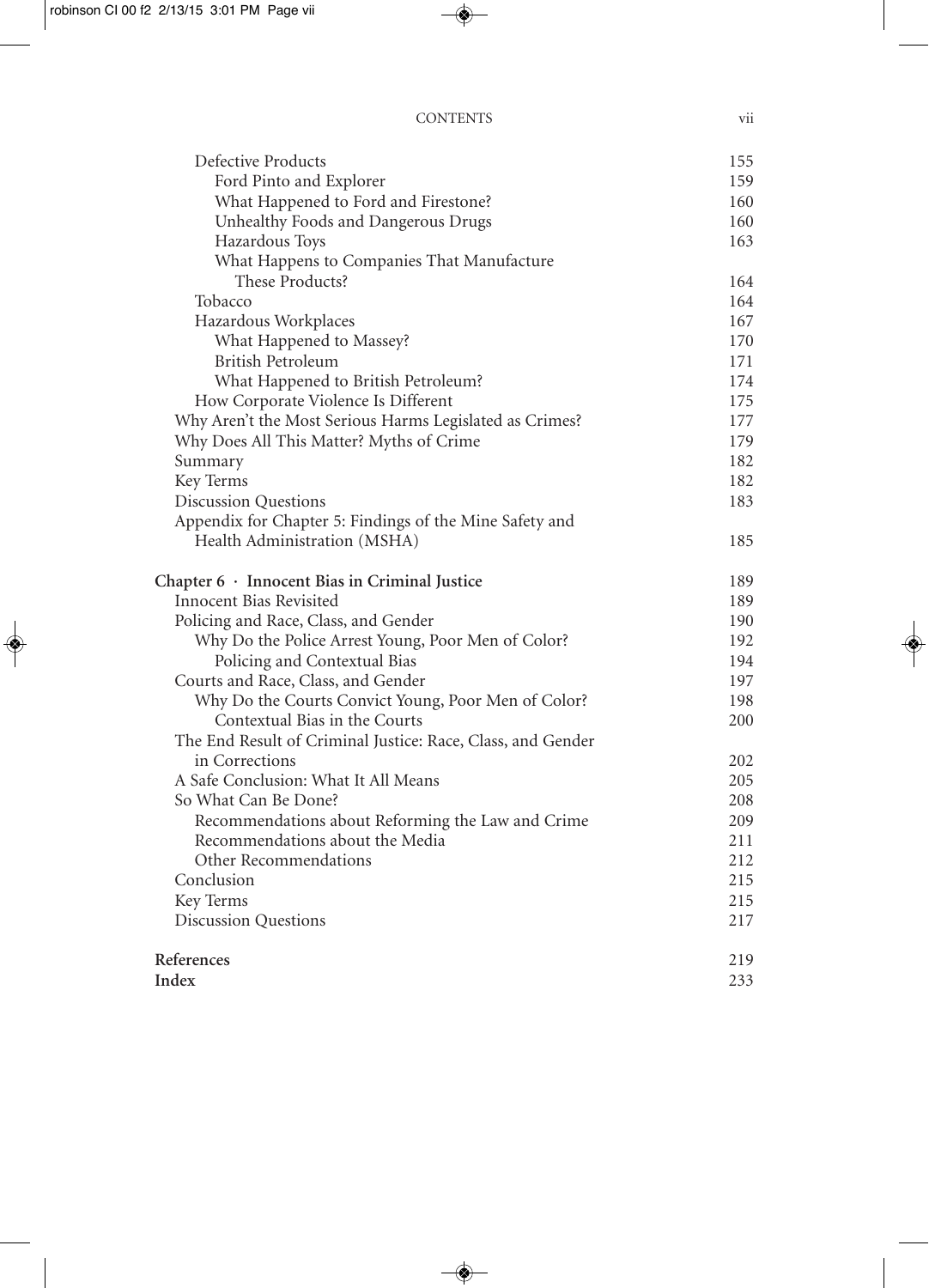| | |
|---|---|
| Defective Products | 155 |
| Ford Pinto and Explorer | 159 |
| What Happened to Ford and Firestone? | 160 |
| Unhealthy Foods and Dangerous Drugs | 160 |
| Hazardous Toys | 163 |
| What Happens to Companies That Manufacture These Products? | 164 |
| Tobacco | 164 |
| Hazardous Workplaces | 167 |
| What Happened to Massey? | 170 |
| British Petroleum | 171 |
| What Happened to British Petroleum? | 174 |
| How Corporate Violence Is Different | 175 |
| Why Aren't the Most Serious Harms Legislated as Crimes? | 177 |
| Why Does All This Matter? Myths of Crime | 179 |
| Summary | 182 |
| Key Terms | 182 |
| Discussion Questions | 183 |
| Appendix for Chapter 5: Findings of the Mine Safety and Health Administration (MSHA) | 185 |
| **Chapter 6 · Innocent Bias in Criminal Justice** | **189** |
| Innocent Bias Revisited | 189 |
| Policing and Race, Class, and Gender | 190 |
| Why Do the Police Arrest Young, Poor Men of Color? | 192 |
| Policing and Contextual Bias | 194 |
| Courts and Race, Class, and Gender | 197 |
| Why Do the Courts Convict Young, Poor Men of Color? | 198 |
| Contextual Bias in the Courts | 200 |
| The End Result of Criminal Justice: Race, Class, and Gender in Corrections | 202 |
| A Safe Conclusion: What It All Means | 205 |
| So What Can Be Done? | 208 |
| Recommendations about Reforming the Law and Crime | 209 |
| Recommendations about the Media | 211 |
| Other Recommendations | 212 |
| Conclusion | 215 |
| Key Terms | 215 |
| Discussion Questions | 217 |
| **References** | **219** |
| **Index** | **233** |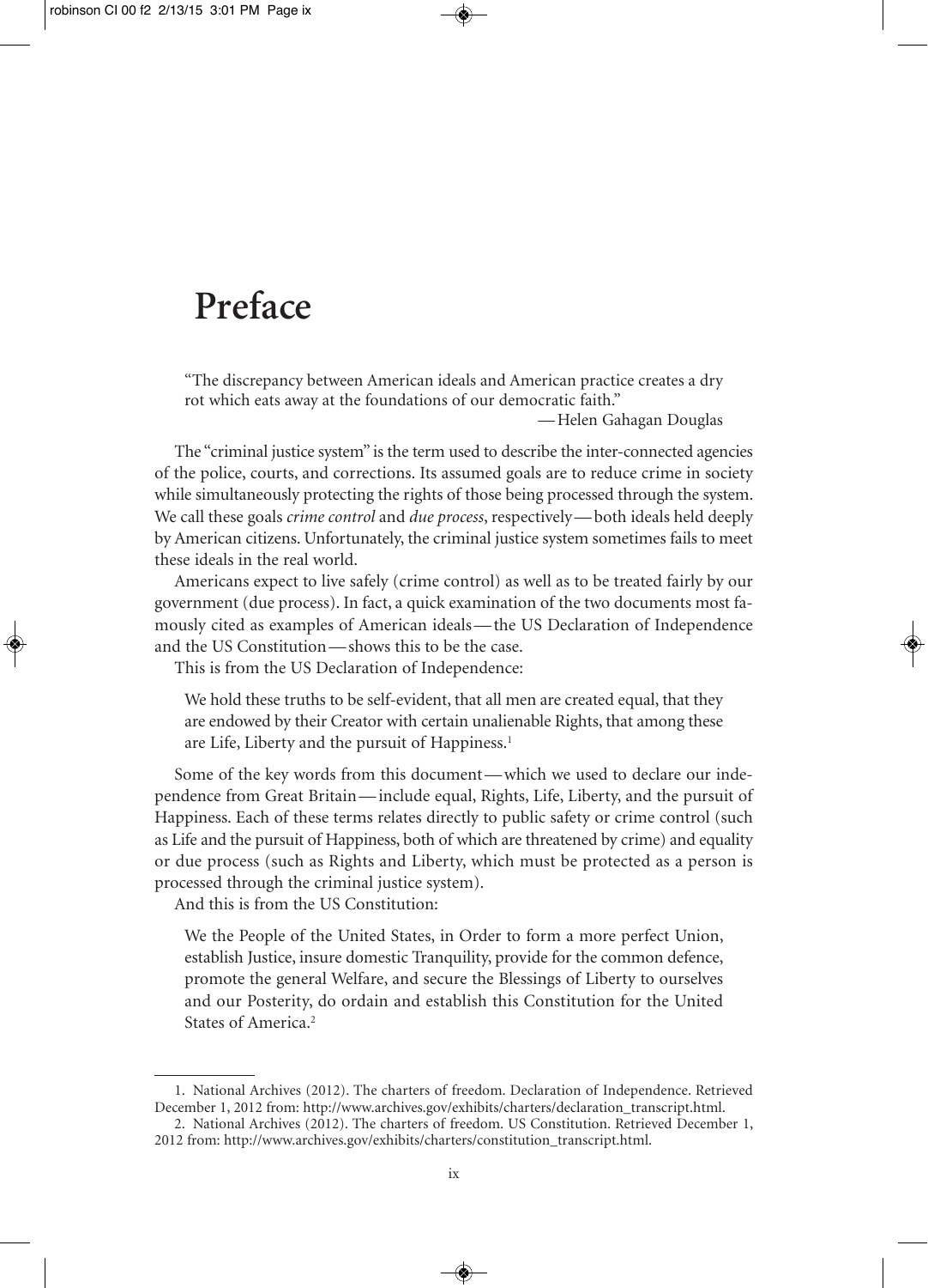# Preface

> "The discrepancy between American ideals and American practice creates a dry rot which eats away at the foundations of our democratic faith."
>
> —Helen Gahagan Douglas

The "criminal justice system" is the term used to describe the inter-connected agencies of the police, courts, and corrections. Its assumed goals are to reduce crime in society while simultaneously protecting the rights of those being processed through the system. We call these goals *crime control* and *due process*, respectively—both ideals held deeply by American citizens. Unfortunately, the criminal justice system sometimes fails to meet these ideals in the real world.

Americans expect to live safely (crime control) as well as to be treated fairly by our government (due process). In fact, a quick examination of the two documents most famously cited as examples of American ideals—the US Declaration of Independence and the US Constitution—shows this to be the case.

This is from the US Declaration of Independence:

> We hold these truths to be self-evident, that all men are created equal, that they are endowed by their Creator with certain unalienable Rights, that among these are Life, Liberty and the pursuit of Happiness.[1]

Some of the key words from this document—which we used to declare our independence from Great Britain—include equal, Rights, Life, Liberty, and the pursuit of Happiness. Each of these terms relates directly to public safety or crime control (such as Life and the pursuit of Happiness, both of which are threatened by crime) and equality or due process (such as Rights and Liberty, which must be protected as a person is processed through the criminal justice system).

And this is from the US Constitution:

> We the People of the United States, in Order to form a more perfect Union, establish Justice, insure domestic Tranquility, provide for the common defence, promote the general Welfare, and secure the Blessings of Liberty to ourselves and our Posterity, do ordain and establish this Constitution for the United States of America.[2]

---

1. National Archives (2012). The charters of freedom. Declaration of Independence. Retrieved December 1, 2012 from: http://www.archives.gov/exhibits/charters/declaration_transcript.html.

2. National Archives (2012). The charters of freedom. US Constitution. Retrieved December 1, 2012 from: http://www.archives.gov/exhibits/charters/constitution_transcript.html.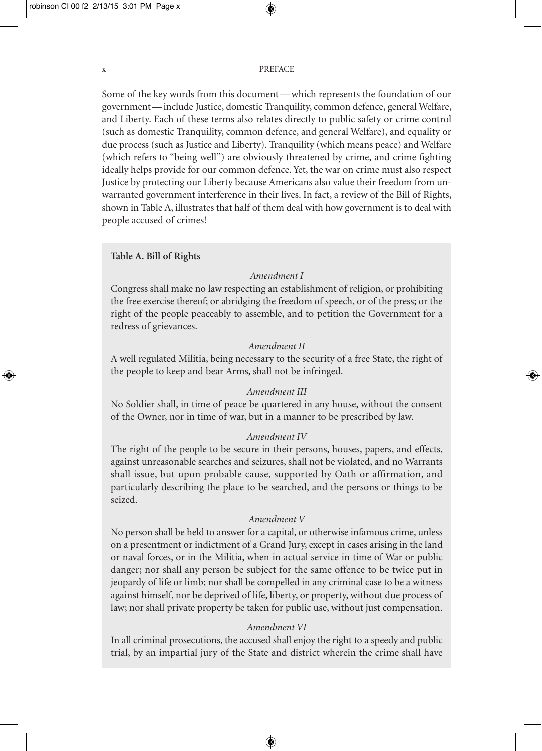Some of the key words from this document—which represents the foundation of our government—include Justice, domestic Tranquility, common defence, general Welfare, and Liberty. Each of these terms also relates directly to public safety or crime control (such as domestic Tranquility, common defence, and general Welfare), and equality or due process (such as Justice and Liberty). Tranquility (which means peace) and Welfare (which refers to "being well") are obviously threatened by crime, and crime fighting ideally helps provide for our common defence. Yet, the war on crime must also respect Justice by protecting our Liberty because Americans also value their freedom from unwarranted government interference in their lives. In fact, a review of the Bill of Rights, shown in Table A, illustrates that half of them deal with how government is to deal with people accused of crimes!

**Table A. Bill of Rights**

*Amendment I*

Congress shall make no law respecting an establishment of religion, or prohibiting the free exercise thereof; or abridging the freedom of speech, or of the press; or the right of the people peaceably to assemble, and to petition the Government for a redress of grievances.

*Amendment II*

A well regulated Militia, being necessary to the security of a free State, the right of the people to keep and bear Arms, shall not be infringed.

*Amendment III*

No Soldier shall, in time of peace be quartered in any house, without the consent of the Owner, nor in time of war, but in a manner to be prescribed by law.

*Amendment IV*

The right of the people to be secure in their persons, houses, papers, and effects, against unreasonable searches and seizures, shall not be violated, and no Warrants shall issue, but upon probable cause, supported by Oath or affirmation, and particularly describing the place to be searched, and the persons or things to be seized.

*Amendment V*

No person shall be held to answer for a capital, or otherwise infamous crime, unless on a presentment or indictment of a Grand Jury, except in cases arising in the land or naval forces, or in the Militia, when in actual service in time of War or public danger; nor shall any person be subject for the same offence to be twice put in jeopardy of life or limb; nor shall be compelled in any criminal case to be a witness against himself, nor be deprived of life, liberty, or property, without due process of law; nor shall private property be taken for public use, without just compensation.

*Amendment VI*

In all criminal prosecutions, the accused shall enjoy the right to a speedy and public trial, by an impartial jury of the State and district wherein the crime shall have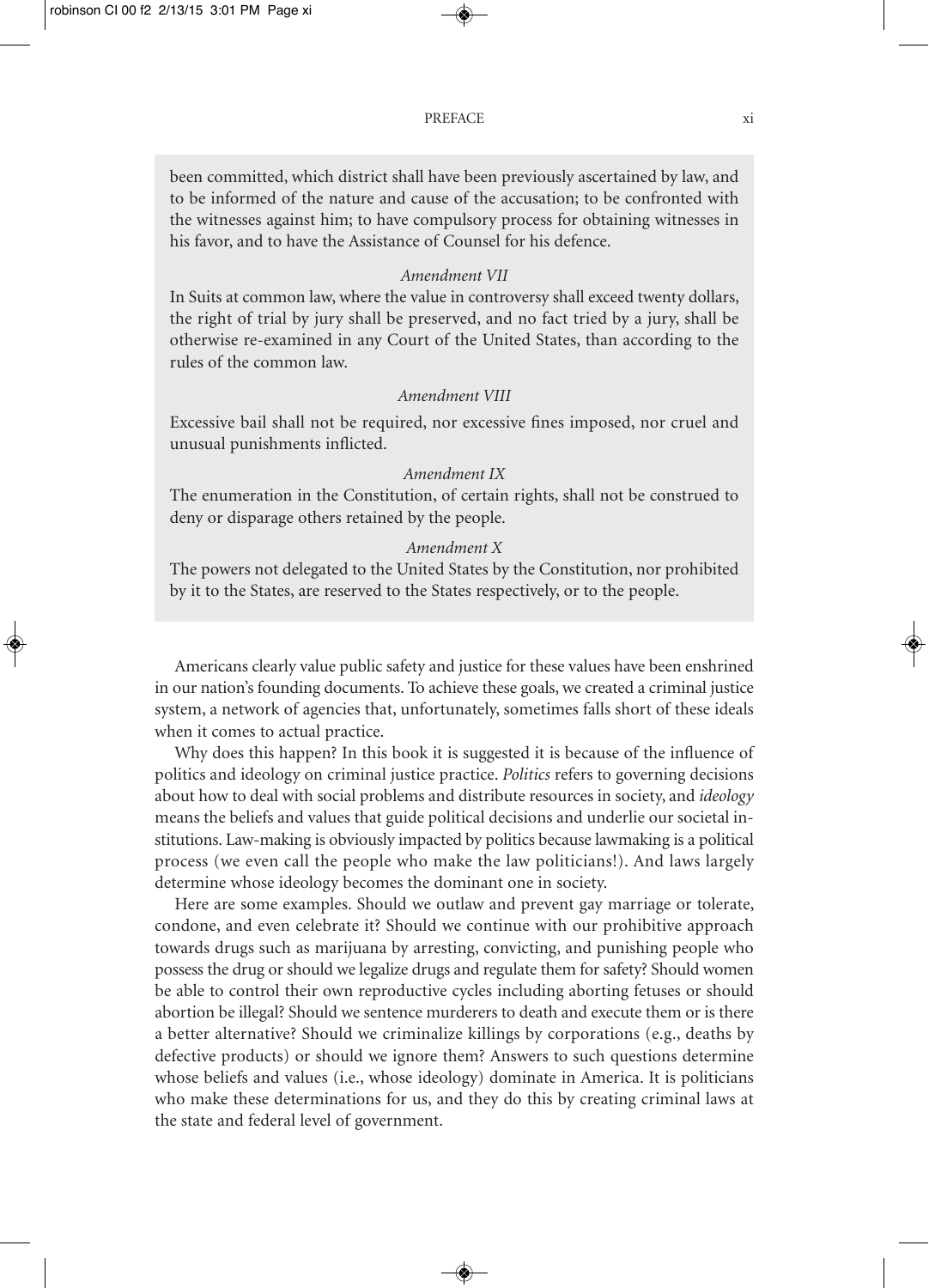been committed, which district shall have been previously ascertained by law, and to be informed of the nature and cause of the accusation; to be confronted with the witnesses against him; to have compulsory process for obtaining witnesses in his favor, and to have the Assistance of Counsel for his defence.

*Amendment VII*

In Suits at common law, where the value in controversy shall exceed twenty dollars, the right of trial by jury shall be preserved, and no fact tried by a jury, shall be otherwise re-examined in any Court of the United States, than according to the rules of the common law.

*Amendment VIII*

Excessive bail shall not be required, nor excessive fines imposed, nor cruel and unusual punishments inflicted.

*Amendment IX*

The enumeration in the Constitution, of certain rights, shall not be construed to deny or disparage others retained by the people.

*Amendment X*

The powers not delegated to the United States by the Constitution, nor prohibited by it to the States, are reserved to the States respectively, or to the people.

Americans clearly value public safety and justice for these values have been enshrined in our nation's founding documents. To achieve these goals, we created a criminal justice system, a network of agencies that, unfortunately, sometimes falls short of these ideals when it comes to actual practice.

Why does this happen? In this book it is suggested it is because of the influence of politics and ideology on criminal justice practice. *Politics* refers to governing decisions about how to deal with social problems and distribute resources in society, and *ideology* means the beliefs and values that guide political decisions and underlie our societal institutions. Law-making is obviously impacted by politics because lawmaking is a political process (we even call the people who make the law politicians!). And laws largely determine whose ideology becomes the dominant one in society.

Here are some examples. Should we outlaw and prevent gay marriage or tolerate, condone, and even celebrate it? Should we continue with our prohibitive approach towards drugs such as marijuana by arresting, convicting, and punishing people who possess the drug or should we legalize drugs and regulate them for safety? Should women be able to control their own reproductive cycles including aborting fetuses or should abortion be illegal? Should we sentence murderers to death and execute them or is there a better alternative? Should we criminalize killings by corporations (e.g., deaths by defective products) or should we ignore them? Answers to such questions determine whose beliefs and values (i.e., whose ideology) dominate in America. It is politicians who make these determinations for us, and they do this by creating criminal laws at the state and federal level of government.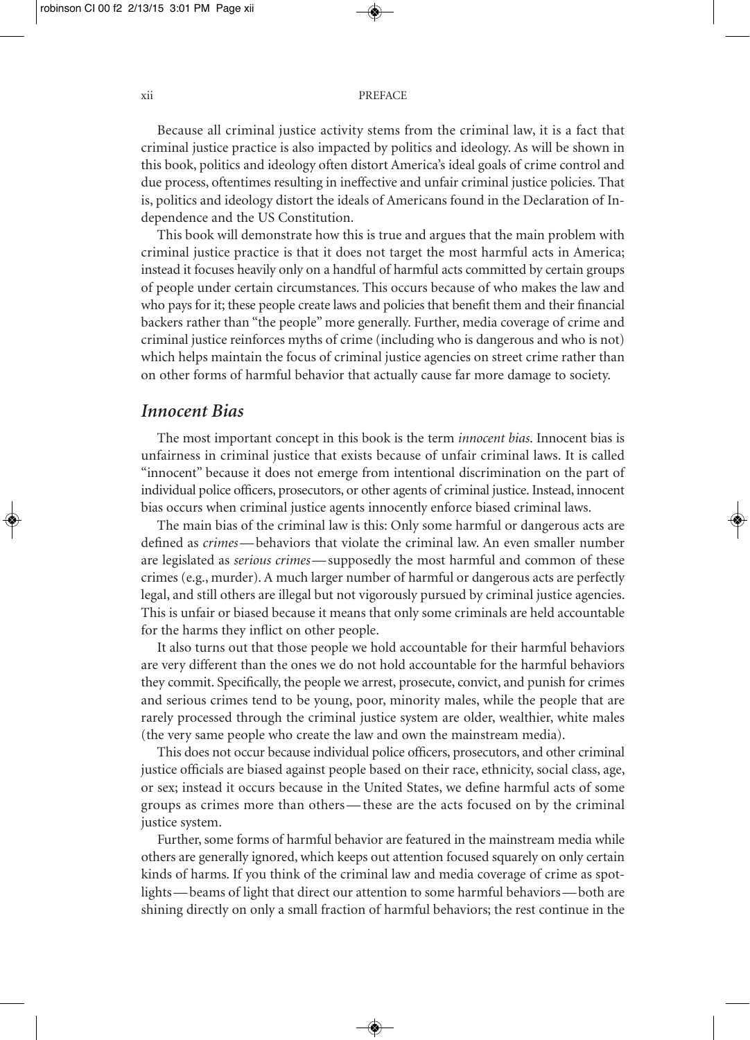Because all criminal justice activity stems from the criminal law, it is a fact that criminal justice practice is also impacted by politics and ideology. As will be shown in this book, politics and ideology often distort America's ideal goals of crime control and due process, oftentimes resulting in ineffective and unfair criminal justice policies. That is, politics and ideology distort the ideals of Americans found in the Declaration of Independence and the US Constitution.

This book will demonstrate how this is true and argues that the main problem with criminal justice practice is that it does not target the most harmful acts in America; instead it focuses heavily only on a handful of harmful acts committed by certain groups of people under certain circumstances. This occurs because of who makes the law and who pays for it; these people create laws and policies that benefit them and their financial backers rather than "the people" more generally. Further, media coverage of crime and criminal justice reinforces myths of crime (including who is dangerous and who is not) which helps maintain the focus of criminal justice agencies on street crime rather than on other forms of harmful behavior that actually cause far more damage to society.

## *Innocent Bias*

The most important concept in this book is the term *innocent bias*. Innocent bias is unfairness in criminal justice that exists because of unfair criminal laws. It is called "innocent" because it does not emerge from intentional discrimination on the part of individual police officers, prosecutors, or other agents of criminal justice. Instead, innocent bias occurs when criminal justice agents innocently enforce biased criminal laws.

The main bias of the criminal law is this: Only some harmful or dangerous acts are defined as *crimes*—behaviors that violate the criminal law. An even smaller number are legislated as *serious crimes*—supposedly the most harmful and common of these crimes (e.g., murder). A much larger number of harmful or dangerous acts are perfectly legal, and still others are illegal but not vigorously pursued by criminal justice agencies. This is unfair or biased because it means that only some criminals are held accountable for the harms they inflict on other people.

It also turns out that those people we hold accountable for their harmful behaviors are very different than the ones we do not hold accountable for the harmful behaviors they commit. Specifically, the people we arrest, prosecute, convict, and punish for crimes and serious crimes tend to be young, poor, minority males, while the people that are rarely processed through the criminal justice system are older, wealthier, white males (the very same people who create the law and own the mainstream media).

This does not occur because individual police officers, prosecutors, and other criminal justice officials are biased against people based on their race, ethnicity, social class, age, or sex; instead it occurs because in the United States, we define harmful acts of some groups as crimes more than others—these are the acts focused on by the criminal justice system.

Further, some forms of harmful behavior are featured in the mainstream media while others are generally ignored, which keeps out attention focused squarely on only certain kinds of harms. If you think of the criminal law and media coverage of crime as spotlights—beams of light that direct our attention to some harmful behaviors—both are shining directly on only a small fraction of harmful behaviors; the rest continue in the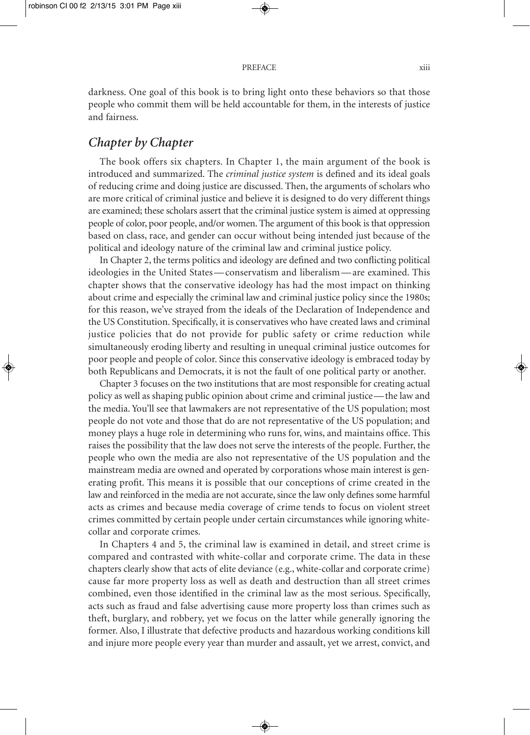darkness. One goal of this book is to bring light onto these behaviors so that those people who commit them will be held accountable for them, in the interests of justice and fairness.

## *Chapter by Chapter*

The book offers six chapters. In Chapter 1, the main argument of the book is introduced and summarized. The *criminal justice system* is defined and its ideal goals of reducing crime and doing justice are discussed. Then, the arguments of scholars who are more critical of criminal justice and believe it is designed to do very different things are examined; these scholars assert that the criminal justice system is aimed at oppressing people of color, poor people, and/or women. The argument of this book is that oppression based on class, race, and gender can occur without being intended just because of the political and ideology nature of the criminal law and criminal justice policy.

In Chapter 2, the terms politics and ideology are defined and two conflicting political ideologies in the United States—conservatism and liberalism—are examined. This chapter shows that the conservative ideology has had the most impact on thinking about crime and especially the criminal law and criminal justice policy since the 1980s; for this reason, we've strayed from the ideals of the Declaration of Independence and the US Constitution. Specifically, it is conservatives who have created laws and criminal justice policies that do not provide for public safety or crime reduction while simultaneously eroding liberty and resulting in unequal criminal justice outcomes for poor people and people of color. Since this conservative ideology is embraced today by both Republicans and Democrats, it is not the fault of one political party or another.

Chapter 3 focuses on the two institutions that are most responsible for creating actual policy as well as shaping public opinion about crime and criminal justice—the law and the media. You'll see that lawmakers are not representative of the US population; most people do not vote and those that do are not representative of the US population; and money plays a huge role in determining who runs for, wins, and maintains office. This raises the possibility that the law does not serve the interests of the people. Further, the people who own the media are also not representative of the US population and the mainstream media are owned and operated by corporations whose main interest is generating profit. This means it is possible that our conceptions of crime created in the law and reinforced in the media are not accurate, since the law only defines some harmful acts as crimes and because media coverage of crime tends to focus on violent street crimes committed by certain people under certain circumstances while ignoring white-collar and corporate crimes.

In Chapters 4 and 5, the criminal law is examined in detail, and street crime is compared and contrasted with white-collar and corporate crime. The data in these chapters clearly show that acts of elite deviance (e.g., white-collar and corporate crime) cause far more property loss as well as death and destruction than all street crimes combined, even those identified in the criminal law as the most serious. Specifically, acts such as fraud and false advertising cause more property loss than crimes such as theft, burglary, and robbery, yet we focus on the latter while generally ignoring the former. Also, I illustrate that defective products and hazardous working conditions kill and injure more people every year than murder and assault, yet we arrest, convict, and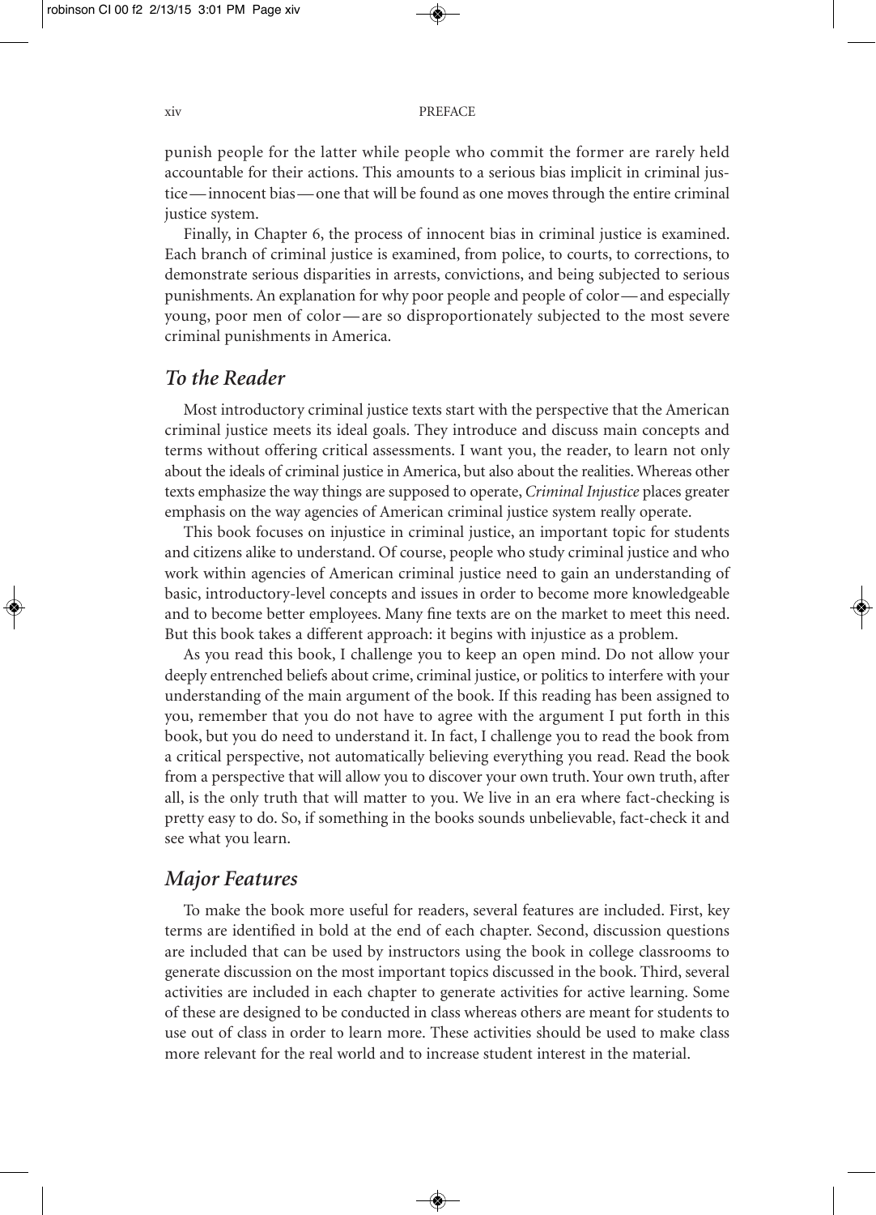punish people for the latter while people who commit the former are rarely held accountable for their actions. This amounts to a serious bias implicit in criminal justice — innocent bias — one that will be found as one moves through the entire criminal justice system.

Finally, in Chapter 6, the process of innocent bias in criminal justice is examined. Each branch of criminal justice is examined, from police, to courts, to corrections, to demonstrate serious disparities in arrests, convictions, and being subjected to serious punishments. An explanation for why poor people and people of color — and especially young, poor men of color — are so disproportionately subjected to the most severe criminal punishments in America.

## *To the Reader*

Most introductory criminal justice texts start with the perspective that the American criminal justice meets its ideal goals. They introduce and discuss main concepts and terms without offering critical assessments. I want you, the reader, to learn not only about the ideals of criminal justice in America, but also about the realities. Whereas other texts emphasize the way things are supposed to operate, *Criminal Injustice* places greater emphasis on the way agencies of American criminal justice system really operate.

This book focuses on injustice in criminal justice, an important topic for students and citizens alike to understand. Of course, people who study criminal justice and who work within agencies of American criminal justice need to gain an understanding of basic, introductory-level concepts and issues in order to become more knowledgeable and to become better employees. Many fine texts are on the market to meet this need. But this book takes a different approach: it begins with injustice as a problem.

As you read this book, I challenge you to keep an open mind. Do not allow your deeply entrenched beliefs about crime, criminal justice, or politics to interfere with your understanding of the main argument of the book. If this reading has been assigned to you, remember that you do not have to agree with the argument I put forth in this book, but you do need to understand it. In fact, I challenge you to read the book from a critical perspective, not automatically believing everything you read. Read the book from a perspective that will allow you to discover your own truth. Your own truth, after all, is the only truth that will matter to you. We live in an era where fact-checking is pretty easy to do. So, if something in the books sounds unbelievable, fact-check it and see what you learn.

## *Major Features*

To make the book more useful for readers, several features are included. First, key terms are identified in bold at the end of each chapter. Second, discussion questions are included that can be used by instructors using the book in college classrooms to generate discussion on the most important topics discussed in the book. Third, several activities are included in each chapter to generate activities for active learning. Some of these are designed to be conducted in class whereas others are meant for students to use out of class in order to learn more. These activities should be used to make class more relevant for the real world and to increase student interest in the material.